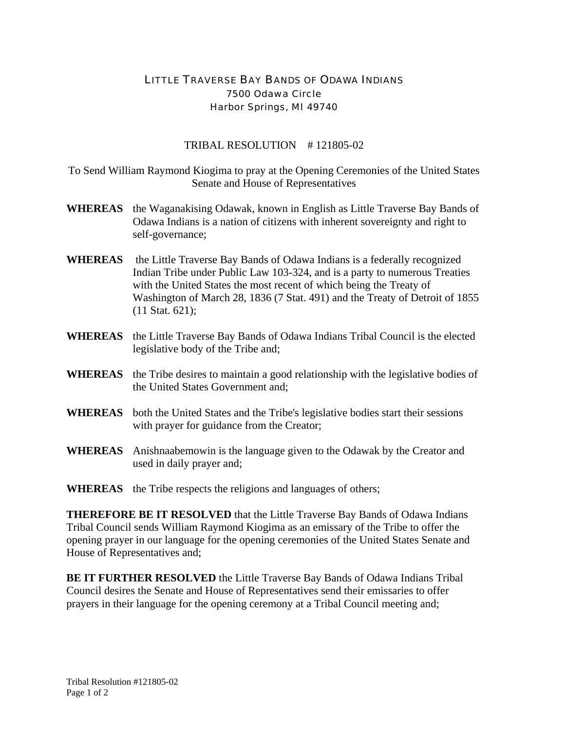# LITTLE TRAVERSE BAY BANDS OF ODAWA INDIANS

7500 Odawa Circle
Harbor Springs, MI 49740

## TRIBAL RESOLUTION # 121805-02

To Send William Raymond Kiogima to pray at the Opening Ceremonies of the United States Senate and House of Representatives

**WHEREAS** the Waganakising Odawak, known in English as Little Traverse Bay Bands of Odawa Indians is a nation of citizens with inherent sovereignty and right to self-governance;

**WHEREAS** the Little Traverse Bay Bands of Odawa Indians is a federally recognized Indian Tribe under Public Law 103-324, and is a party to numerous Treaties with the United States the most recent of which being the Treaty of Washington of March 28, 1836 (7 Stat. 491) and the Treaty of Detroit of 1855 (11 Stat. 621);

**WHEREAS** the Little Traverse Bay Bands of Odawa Indians Tribal Council is the elected legislative body of the Tribe and;

**WHEREAS** the Tribe desires to maintain a good relationship with the legislative bodies of the United States Government and;

**WHEREAS** both the United States and the Tribe's legislative bodies start their sessions with prayer for guidance from the Creator;

**WHEREAS** Anishnaabemowin is the language given to the Odawak by the Creator and used in daily prayer and;

**WHEREAS** the Tribe respects the religions and languages of others;

**THEREFORE BE IT RESOLVED** that the Little Traverse Bay Bands of Odawa Indians Tribal Council sends William Raymond Kiogima as an emissary of the Tribe to offer the opening prayer in our language for the opening ceremonies of the United States Senate and House of Representatives and;

**BE IT FURTHER RESOLVED** the Little Traverse Bay Bands of Odawa Indians Tribal Council desires the Senate and House of Representatives send their emissaries to offer prayers in their language for the opening ceremony at a Tribal Council meeting and;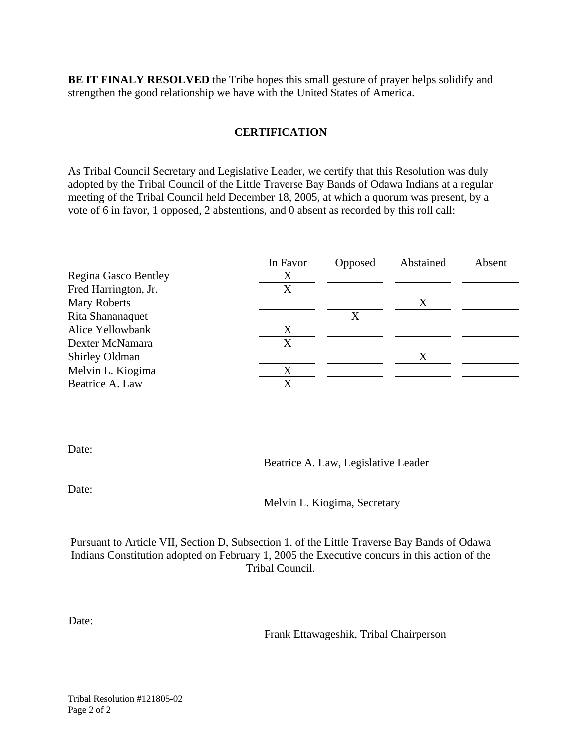**BE IT FINALY RESOLVED** the Tribe hopes this small gesture of prayer helps solidify and strengthen the good relationship we have with the United States of America.

## CERTIFICATION

As Tribal Council Secretary and Legislative Leader, we certify that this Resolution was duly adopted by the Tribal Council of the Little Traverse Bay Bands of Odawa Indians at a regular meeting of the Tribal Council held December 18, 2005, at which a quorum was present, by a vote of 6 in favor, 1 opposed, 2 abstentions, and 0 absent as recorded by this roll call:

| | In Favor | Opposed | Abstained | Absent |
|---|---|---|---|---|
| Regina Gasco Bentley | X | | | |
| Fred Harrington, Jr. | X | | | |
| Mary Roberts | | | X | |
| Rita Shananaquet | | X | | |
| Alice Yellowbank | X | | | |
| Dexter McNamara | X | | | |
| Shirley Oldman | | | X | |
| Melvin L. Kiogima | X | | | |
| Beatrice A. Law | X | | | |

Date: ______________

Beatrice A. Law, Legislative Leader

Date: ______________

Melvin L. Kiogima, Secretary

Pursuant to Article VII, Section D, Subsection 1. of the Little Traverse Bay Bands of Odawa Indians Constitution adopted on February 1, 2005 the Executive concurs in this action of the Tribal Council.

Date: ______________

Frank Ettawageshik, Tribal Chairperson

Tribal Resolution #121805-02